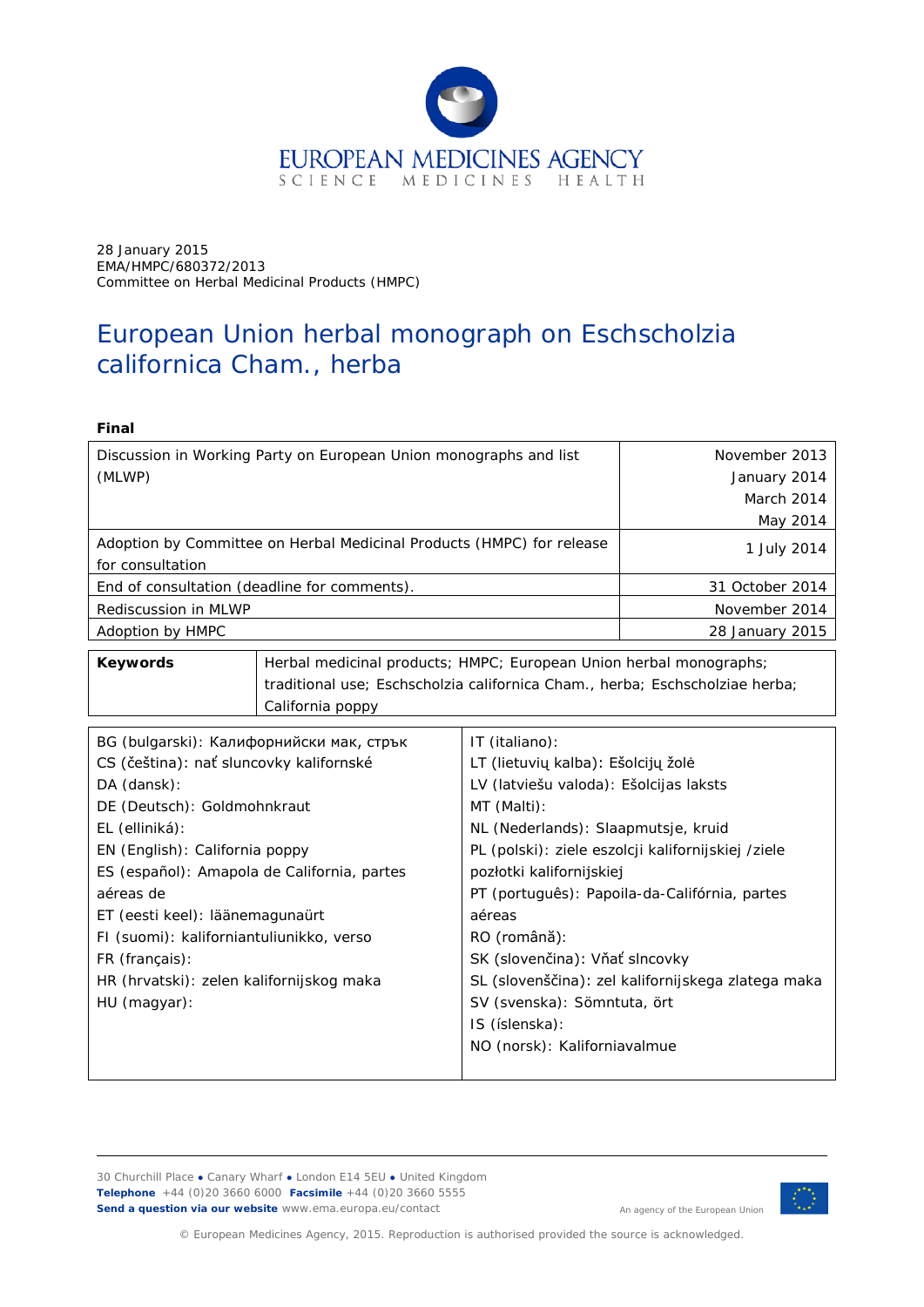EUROPEAN MEDICINES AGENCY
SCIENCE MEDICINES HEALTH

28 January 2015
EMA/HMPC/680372/2013
Committee on Herbal Medicinal Products (HMPC)

# European Union herbal monograph on Eschscholzia californica Cham., herba

**Final**

| | |
|---|---|
| Discussion in Working Party on European Union monographs and list (MLWP) | November 2013<br>January 2014<br>March 2014<br>May 2014 |
| Adoption by Committee on Herbal Medicinal Products (HMPC) for release for consultation | 1 July 2014 |
| End of consultation (deadline for comments). | 31 October 2014 |
| Rediscussion in MLWP | November 2014 |
| Adoption by HMPC | 28 January 2015 |

| | |
|---|---|
| **Keywords** | Herbal medicinal products; HMPC; European Union herbal monographs; traditional use; Eschscholzia californica Cham., herba; Eschscholziae herba; California poppy |

| | |
|---|---|
| BG (bulgarski): Калифорнийски мак, стрък<br>CS (čeština): nať sluncovky kalifornské<br>DA (dansk):<br>DE (Deutsch): Goldmohnkraut<br>EL (elliniká):<br>EN (English): California poppy<br>ES (español): Amapola de California, partes aéreas de<br>ET (eesti keel): läänemagunaürt<br>FI (suomi): kalifornianunikko, verso<br>FR (français):<br>HR (hrvatski): zelen kalifornijskog maka<br>HU (magyar): | IT (italiano):<br>LT (lietuvių kalba): Ešolcijų žolė<br>LV (latviešu valoda): Ešolcijas laksts<br>MT (Malti):<br>NL (Nederlands): Slaapmutsje, kruid<br>PL (polski): ziele eszolcji kalifornijskiej /ziele pozłotki kalifornijskiej<br>PT (português): Papoila-da-Califórnia, partes aéreas<br>RO (română):<br>SK (slovenčina): Vňať slncovky<br>SL (slovenščina): zel kalifornijskega zlatega maka<br>SV (svenska): Sömntuta, ört<br>IS (íslenska):<br>NO (norsk): Kaliforniavalmue |

30 Churchill Place ● Canary Wharf ● London E14 5EU ● United Kingdom
**Telephone** +44 (0)20 3660 6000 **Facsimile** +44 (0)20 3660 5555
**Send a question via our website** www.ema.europa.eu/contact

An agency of the European Union

© European Medicines Agency, 2015. Reproduction is authorised provided the source is acknowledged.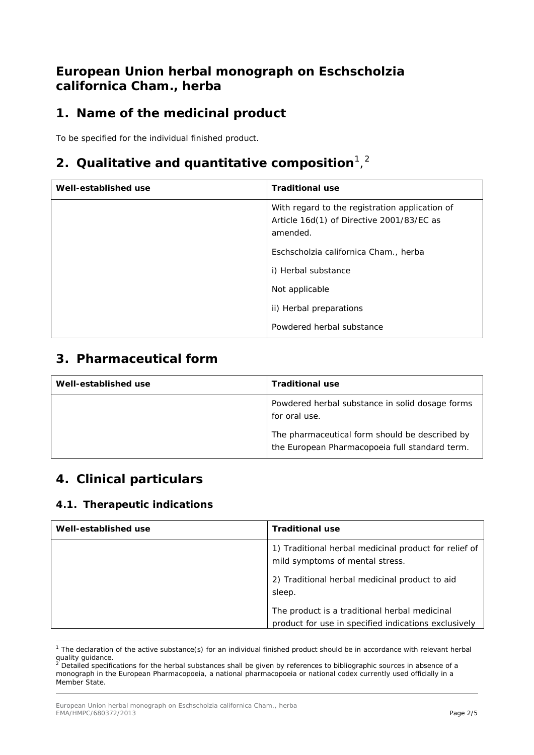# European Union herbal monograph on Eschscholzia californica Cham., herba

## 1. Name of the medicinal product

To be specified for the individual finished product.

## 2. Qualitative and quantitative composition[1],[2]

| Well-established use | Traditional use |
| --- | --- |
| | With regard to the registration application of Article 16d(1) of Directive 2001/83/EC as amended.<br><br>Eschscholzia californica Cham., herba<br><br>i) Herbal substance<br><br>Not applicable<br><br>ii) Herbal preparations<br><br>Powdered herbal substance |

## 3. Pharmaceutical form

| Well-established use | Traditional use |
| --- | --- |
| | Powdered herbal substance in solid dosage forms for oral use.<br><br>The pharmaceutical form should be described by the European Pharmacopoeia full standard term. |

## 4. Clinical particulars

### 4.1. Therapeutic indications

| Well-established use | Traditional use |
| --- | --- |
| | 1) Traditional herbal medicinal product for relief of mild symptoms of mental stress.<br><br>2) Traditional herbal medicinal product to aid sleep.<br><br>The product is a traditional herbal medicinal product for use in specified indications exclusively |

[1] The declaration of the active substance(s) for an individual finished product should be in accordance with relevant herbal quality guidance.

[2] Detailed specifications for the herbal substances shall be given by references to bibliographic sources in absence of a monograph in the European Pharmacopoeia, a national pharmacopoeia or national codex currently used officially in a Member State.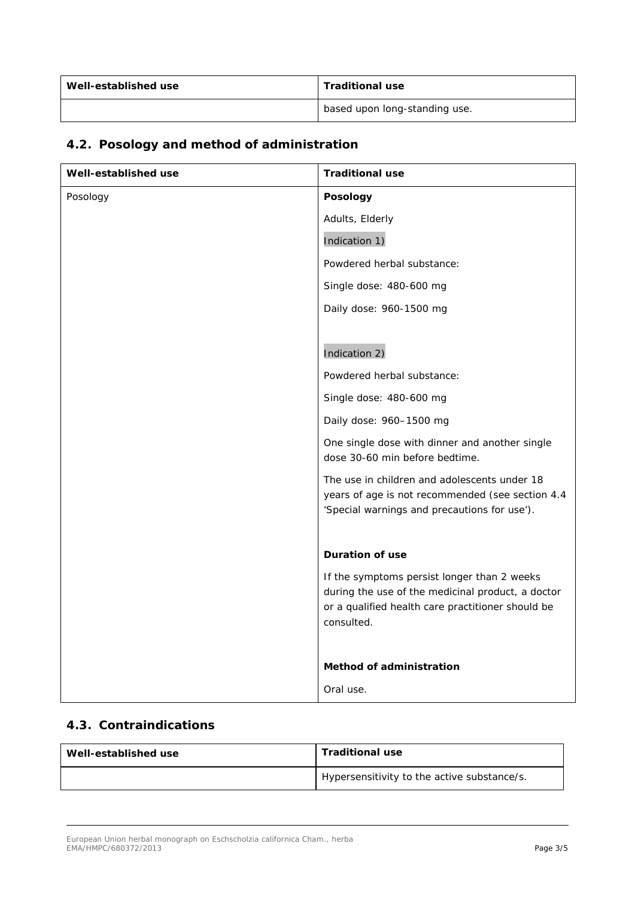| Well-established use | Traditional use |
|---|---|
| | based upon long-standing use. |

## 4.2. Posology and method of administration

| Well-established use | Traditional use |
|---|---|
| Posology | **Posology**<br><br>Adults, Elderly<br><br>Indication 1)<br><br>Powdered herbal substance:<br><br>Single dose: 480-600 mg<br><br>Daily dose: 960-1500 mg<br><br>Indication 2)<br><br>Powdered herbal substance:<br><br>Single dose: 480-600 mg<br><br>Daily dose: 960–1500 mg<br><br>One single dose with dinner and another single dose 30-60 min before bedtime.<br><br>The use in children and adolescents under 18 years of age is not recommended (see section 4.4 'Special warnings and precautions for use').<br><br>**Duration of use**<br><br>If the symptoms persist longer than 2 weeks during the use of the medicinal product, a doctor or a qualified health care practitioner should be consulted.<br><br>**Method of administration**<br><br>Oral use. |

## 4.3. Contraindications

| Well-established use | Traditional use |
|---|---|
| | Hypersensitivity to the active substance/s. |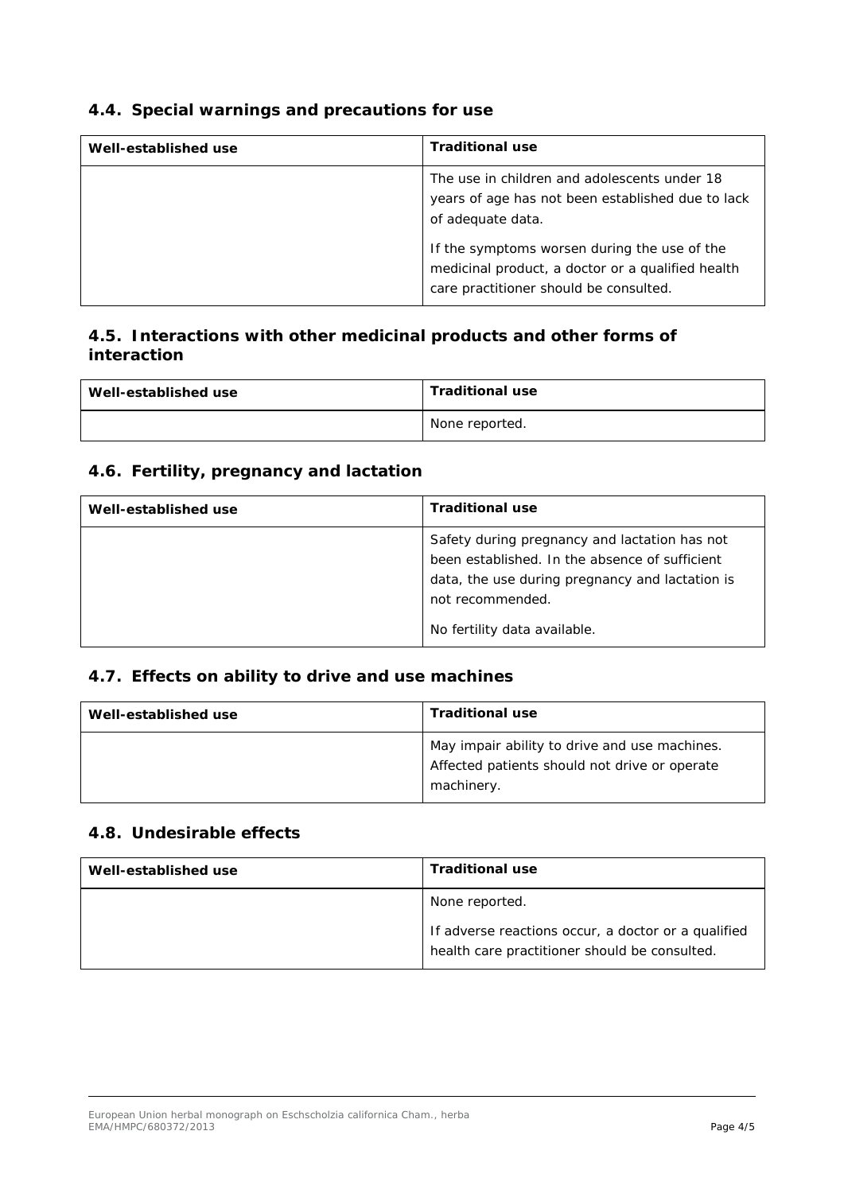### 4.4. Special warnings and precautions for use

| Well-established use | Traditional use |
|---|---|
| | The use in children and adolescents under 18 years of age has not been established due to lack of adequate data.<br><br>If the symptoms worsen during the use of the medicinal product, a doctor or a qualified health care practitioner should be consulted. |

### 4.5. Interactions with other medicinal products and other forms of interaction

| Well-established use | Traditional use |
|---|---|
| | None reported. |

### 4.6. Fertility, pregnancy and lactation

| Well-established use | Traditional use |
|---|---|
| | Safety during pregnancy and lactation has not been established. In the absence of sufficient data, the use during pregnancy and lactation is not recommended.<br><br>No fertility data available. |

### 4.7. Effects on ability to drive and use machines

| Well-established use | Traditional use |
|---|---|
| | May impair ability to drive and use machines. Affected patients should not drive or operate machinery. |

### 4.8. Undesirable effects

| Well-established use | Traditional use |
|---|---|
| | None reported.<br><br>If adverse reactions occur, a doctor or a qualified health care practitioner should be consulted. |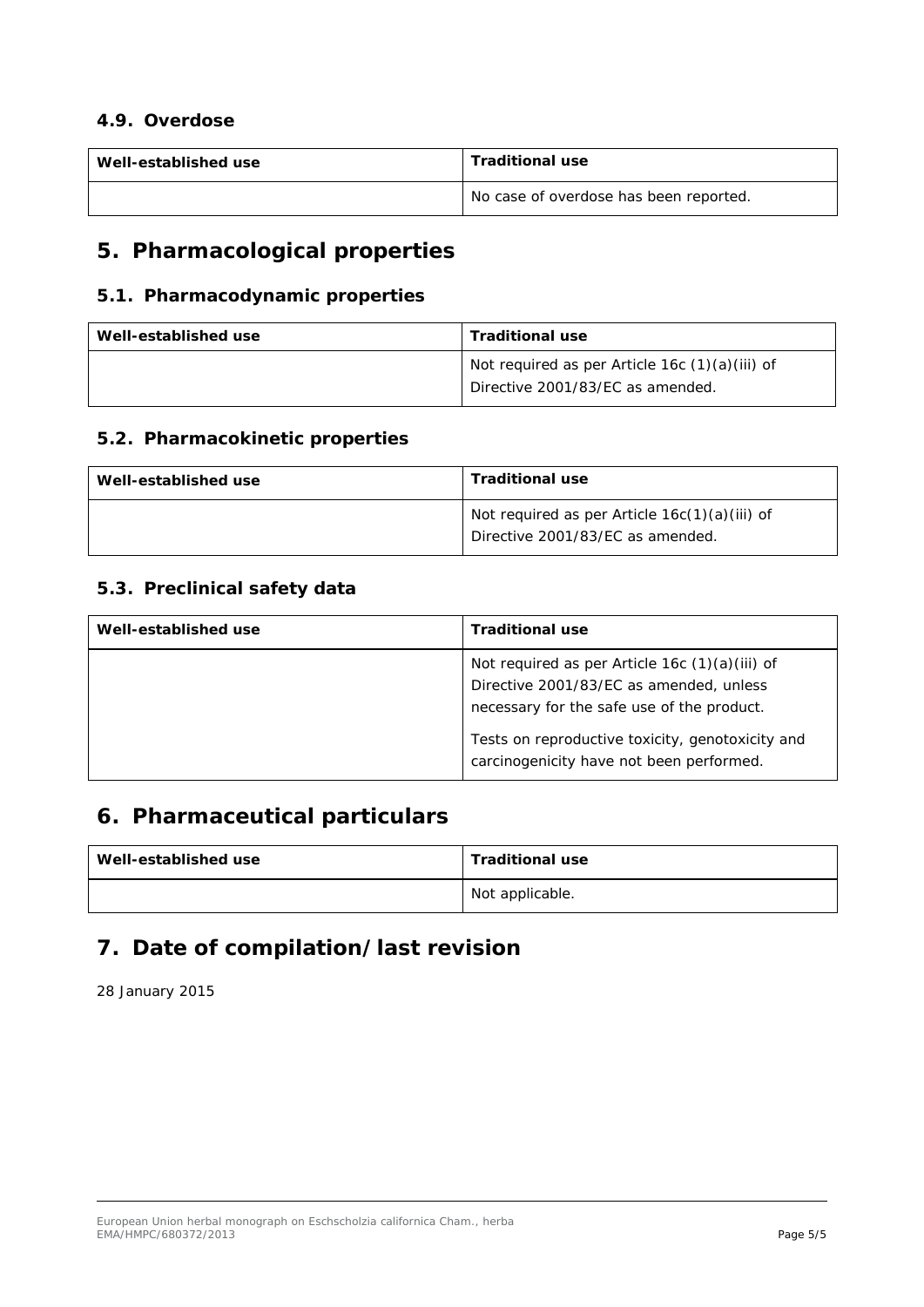### 4.9. Overdose

| Well-established use | Traditional use |
| --- | --- |
| | No case of overdose has been reported. |

## 5. Pharmacological properties

### 5.1. Pharmacodynamic properties

| Well-established use | Traditional use |
| --- | --- |
| | Not required as per Article 16c (1)(a)(iii) of Directive 2001/83/EC as amended. |

### 5.2. Pharmacokinetic properties

| Well-established use | Traditional use |
| --- | --- |
| | Not required as per Article 16c(1)(a)(iii) of Directive 2001/83/EC as amended. |

### 5.3. Preclinical safety data

| Well-established use | Traditional use |
| --- | --- |
| | Not required as per Article 16c (1)(a)(iii) of Directive 2001/83/EC as amended, unless necessary for the safe use of the product.<br><br>Tests on reproductive toxicity, genotoxicity and carcinogenicity have not been performed. |

## 6. Pharmaceutical particulars

| Well-established use | Traditional use |
| --- | --- |
| | Not applicable. |

## 7. Date of compilation/last revision

28 January 2015